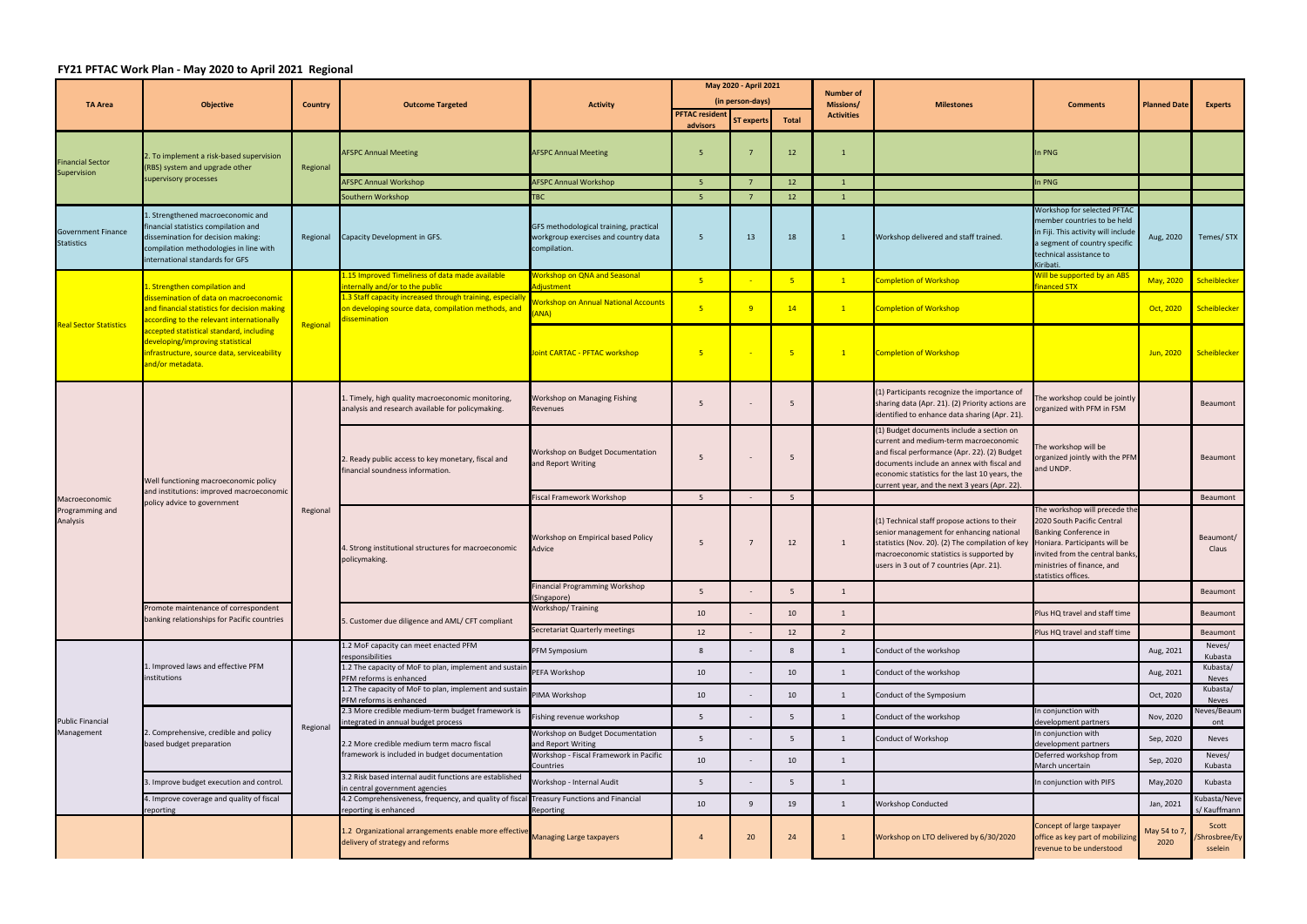## FY21 PFTAC Work Plan - May 2020 to April 2021 Regional

| TA Area | Objective | Country | Outcome Targeted | Activity | May 2020 - April 2021 (in person-days) | | | Number of Missions/ Activities | Milestones | Comments | Planned Date | Experts |
|---|---|---|---|---|---|---|---|---|---|---|---|---|
| | | | | | PFTAC resident advisors | ST experts | Total | | | | | |
| Financial Sector Supervision | 2. To implement a risk-based supervision (RBS) system and upgrade other supervisory processes | Regional | AFSPC Annual Meeting | AFSPC Annual Meeting | 5 | 7 | 12 | 1 | | In PNG | | |
| | | | AFSPC Annual Workshop | AFSPC Annual Workshop | 5 | 7 | 12 | 1 | | In PNG | | |
| | | | Southern Workshop | TBC | 5 | 7 | 12 | 1 | | | | |
| Government Finance Statistics | 1. Strengthened macroeconomic and financial statistics compilation and dissemination for decision making: compilation methodologies in line with international standards for GFS | Regional | Capacity Development in GFS. | GFS methodological training, practical workgroup exercises and country data compilation. | 5 | 13 | 18 | 1 | Workshop delivered and staff trained. | Workshop for selected PFTAC member countries to be held in Fiji. This activity will include a segment of country specific technical assistance to Kiribati. | Aug, 2020 | Temes/ STX |
| Real Sector Statistics | 1. Strengthen compilation and dissemination of data on macroeconomic and financial statistics for decision making according to the relevant internationally accepted statistical standard, including developing/improving statistical infrastructure, source data, serviceability and/or metadata. | Regional | 1.15 Improved Timeliness of data made available internally and/or to the public | Workshop on QNA and Seasonal Adjustment | 5 | - | 5 | 1 | Completion of Workshop | Will be supported by an ABS financed STX | May, 2020 | Scheiblecker |
| | | | 1.3 Staff capacity increased through training, especially on developing source data, compilation methods, and dissemination | Workshop on Annual National Accounts (ANA) | 5 | 9 | 14 | 1 | Completion of Workshop | | Oct, 2020 | Scheiblecker |
| | | | | Joint CARTAC - PFTAC workshop | 5 | - | 5 | 1 | Completion of Workshop | | Jun, 2020 | Scheiblecker |
| Macroeconomic Programming and Analysis | Well functioning macroeconomic policy and institutions: improved macroeconomic policy advice to government | Regional | 1. Timely, high quality macroeconomic monitoring, analysis and research available for policymaking. | Workshop on Managing Fishing Revenues | 5 | - | 5 | | (1) Participants recognize the importance of sharing data (Apr. 21). (2) Priority actions are identified to enhance data sharing (Apr. 21). | The workshop could be jointly organized with PFM in FSM | | Beaumont |
| | | | 2. Ready public access to key monetary, fiscal and financial soundness information. | Workshop on Budget Documentation and Report Writing | 5 | - | 5 | | (1) Budget documents include a section on current and medium-term macroeconomic and fiscal performance (Apr. 22). (2) Budget documents include an annex with fiscal and economic statistics for the last 10 years, the current year, and the next 3 years (Apr. 22). | The workshop will be organized jointly with the PFM and UNDP. | | Beaumont |
| | | | | Fiscal Framework Workshop | 5 | - | 5 | | | | | Beaumont |
| | | | 4. Strong institutional structures for macroeconomic policymaking. | Workshop on Empirical based Policy Advice | 5 | 7 | 12 | 1 | (1) Technical staff propose actions to their senior management for enhancing national statistics (Nov. 20). (2) The compilation of key macroeconomic statistics is supported by users in 3 out of 7 countries (Apr. 21). | The workshop will precede the 2020 South Pacific Central Banking Conference in Honiara. Participants will be invited from the central banks, ministries of finance, and statistics offices. | | Beaumont/ Claus |
| | | | | Financial Programming Workshop (Singapore) | 5 | - | 5 | 1 | | | | Beaumont |
| | Promote maintenance of correspondent banking relationships for Pacific countries | | 5. Customer due diligence and AML/ CFT compliant | Workshop/ Training | 10 | - | 10 | 1 | | Plus HQ travel and staff time | | Beaumont |
| | | | | Secretariat Quarterly meetings | 12 | - | 12 | 2 | | Plus HQ travel and staff time | | Beaumont |
| Public Financial Management | 1. Improved laws and effective PFM institutions | Regional | 1.2 MoF capacity can meet enacted PFM responsibilities | PFM Symposium | 8 | - | 8 | 1 | Conduct of the workshop | | Aug, 2021 | Neves/ Kubasta |
| | | | 1.2 The capacity of MoF to plan, implement and sustain PFM reforms is enhanced | PEFA Workshop | 10 | - | 10 | 1 | Conduct of the workshop | | Aug, 2021 | Kubasta/ Neves |
| | | | 1.2 The capacity of MoF to plan, implement and sustain PFM reforms is enhanced | PIMA Workshop | 10 | - | 10 | 1 | Conduct of the Symposium | | Oct, 2020 | Kubasta/ Neves |
| | 2. Comprehensive, credible and policy based budget preparation | | 2.3 More credible medium-term budget framework is integrated in annual budget process | Fishing revenue workshop | 5 | - | 5 | 1 | Conduct of the workshop | In conjunction with development partners | Nov, 2020 | Neves/Beaumont |
| | | | 2.2 More credible medium term macro fiscal framework is included in budget documentation | Workshop on Budget Documentation and Report Writing | 5 | - | 5 | 1 | Conduct of Workshop | In conjunction with development partners | Sep, 2020 | Neves |
| | | | | Workshop - Fiscal Framework in Pacific Countries | 10 | - | 10 | 1 | | Deferred workshop from March uncertain | Sep, 2020 | Neves/ Kubasta |
| | 3. Improve budget execution and control. | | 3.2 Risk based internal audit functions are established in central government agencies | Workshop - Internal Audit | 5 | - | 5 | 1 | | In conjunction with PIFS | May,2020 | Kubasta |
| | 4. Improve coverage and quality of fiscal reporting | | 4.2 Comprehensiveness, frequency, and quality of fiscal reporting is enhanced | Treasury Functions and Financial Reporting | 10 | 9 | 19 | 1 | Workshop Conducted | | Jan, 2021 | Kubasta/Neves/ Kauffmann |
| | | | 1.2 Organizational arrangements enable more effective delivery of strategy and reforms | Managing Large taxpayers | 4 | 20 | 24 | 1 | Workshop on LTO delivered by 6/30/2020 | Concept of large taxpayer office as key part of mobilizing revenue to be understood | May 54 to 7, 2020 | Scott /Shrosbree/Eysselein |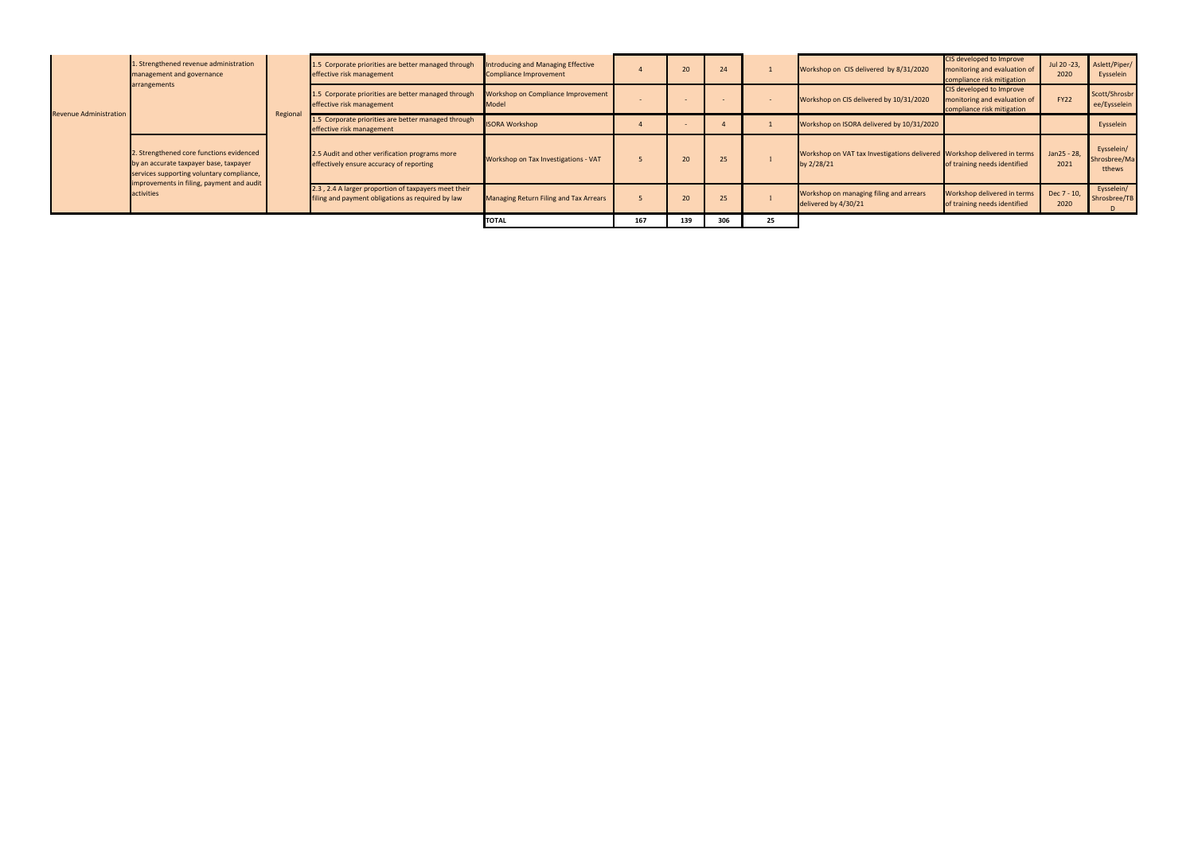| | | | | | | | | | | | | |
|---|---|---|---|---|---|---|---|---|---|---|---|---|
| Revenue Administration | 1. Strengthened revenue administration management and governance arrangements | Regional | 1.5 Corporate priorities are better managed through effective risk management | Introducing and Managing Effective Compliance Improvement | 4 | 20 | 24 | 1 | Workshop on CIS delivered by 8/31/2020 | CIS developed to Improve monitoring and evaluation of compliance risk mitigation | Jul 20 -23, 2020 | Aslett/Piper/ Eysselein |
| | | | 1.5 Corporate priorities are better managed through effective risk management | Workshop on Compliance Improvement Model | - | - | - | - | Workshop on CIS delivered by 10/31/2020 | CIS developed to Improve monitoring and evaluation of compliance risk mitigation | FY22 | Scott/Shrosbree/Eysselein |
| | | | 1.5 Corporate priorities are better managed through effective risk management | ISORA Workshop | 4 | - | 4 | 1 | Workshop on ISORA delivered by 10/31/2020 | | | Eysselein |
| | 2. Strengthened core functions evidenced by an accurate taxpayer base, taxpayer services supporting voluntary compliance, improvements in filing, payment and audit activities | | 2.5 Audit and other verification programs more effectively ensure accuracy of reporting | Workshop on Tax Investigations - VAT | 5 | 20 | 25 | 1 | Workshop on VAT tax Investigations delivered by 2/28/21 | Workshop delivered in terms of training needs identified | Jan25 - 28, 2021 | Eysselein/ Shrosbree/Matthews |
| | | | 2.3 , 2.4 A larger proportion of taxpayers meet their filing and payment obligations as required by law | Managing Return Filing and Tax Arrears | 5 | 20 | 25 | 1 | Workshop on managing filing and arrears delivered by 4/30/21 | Workshop delivered in terms of training needs identified | Dec 7 - 10, 2020 | Eysselein/ Shrosbree/TBD |
| | | | | **TOTAL** | **167** | **139** | **306** | **25** | | | | |